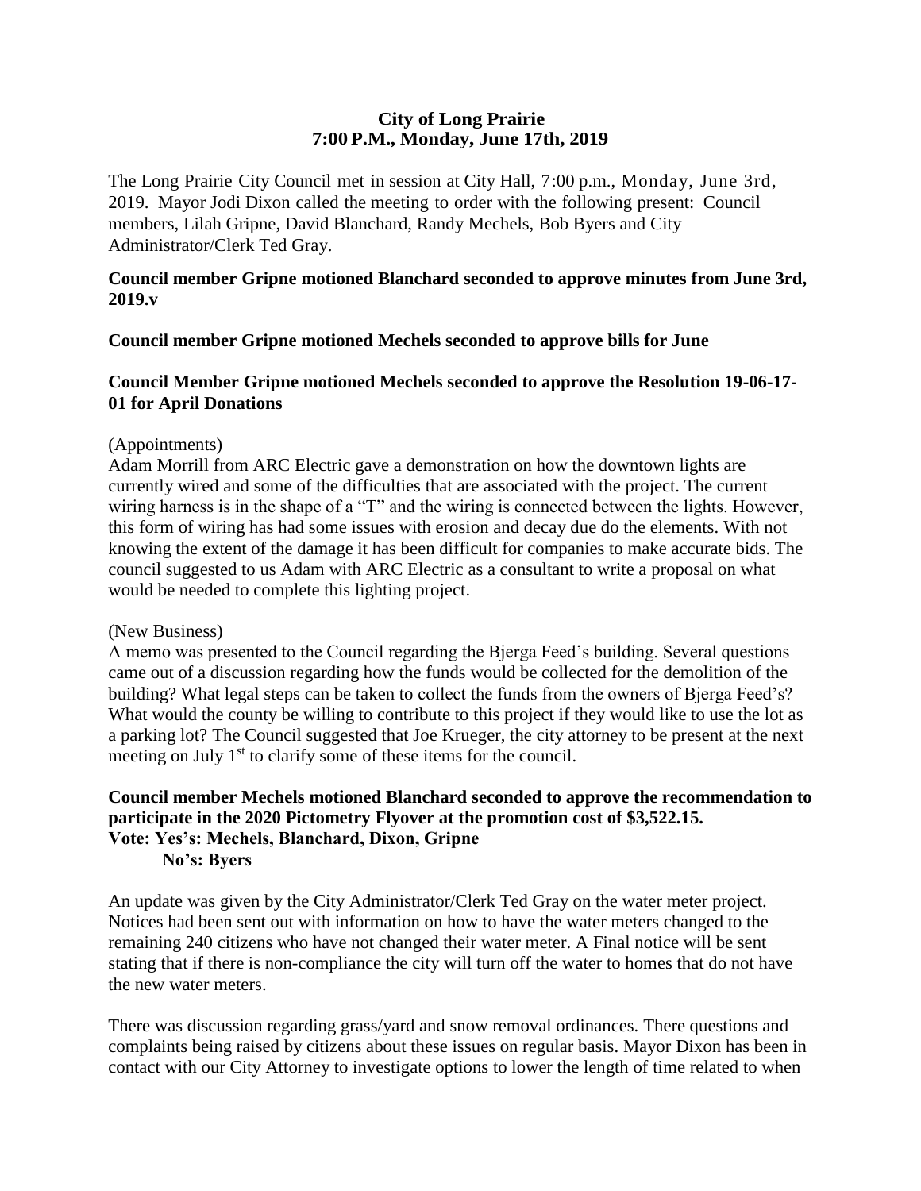**City of Long Prairie**
**7:00 P.M., Monday, June 17th, 2019**

The Long Prairie City Council met in session at City Hall, 7:00 p.m., Monday, June 3rd, 2019. Mayor Jodi Dixon called the meeting to order with the following present: Council members, Lilah Gripne, David Blanchard, Randy Mechels, Bob Byers and City Administrator/Clerk Ted Gray.

**Council member Gripne motioned Blanchard seconded to approve minutes from June 3rd, 2019.v**

**Council member Gripne motioned Mechels seconded to approve bills for June**

**Council Member Gripne motioned Mechels seconded to approve the Resolution 19-06-17-01 for April Donations**

(Appointments)
Adam Morrill from ARC Electric gave a demonstration on how the downtown lights are currently wired and some of the difficulties that are associated with the project. The current wiring harness is in the shape of a "T" and the wiring is connected between the lights. However, this form of wiring has had some issues with erosion and decay due do the elements. With not knowing the extent of the damage it has been difficult for companies to make accurate bids. The council suggested to us Adam with ARC Electric as a consultant to write a proposal on what would be needed to complete this lighting project.

(New Business)
A memo was presented to the Council regarding the Bjerga Feed's building. Several questions came out of a discussion regarding how the funds would be collected for the demolition of the building? What legal steps can be taken to collect the funds from the owners of Bjerga Feed's? What would the county be willing to contribute to this project if they would like to use the lot as a parking lot? The Council suggested that Joe Krueger, the city attorney to be present at the next meeting on July 1st to clarify some of these items for the council.

**Council member Mechels motioned Blanchard seconded to approve the recommendation to participate in the 2020 Pictometry Flyover at the promotion cost of $3,522.15.**
**Vote: Yes's: Mechels, Blanchard, Dixon, Gripne**
**No's: Byers**

An update was given by the City Administrator/Clerk Ted Gray on the water meter project. Notices had been sent out with information on how to have the water meters changed to the remaining 240 citizens who have not changed their water meter. A Final notice will be sent stating that if there is non-compliance the city will turn off the water to homes that do not have the new water meters.

There was discussion regarding grass/yard and snow removal ordinances. There questions and complaints being raised by citizens about these issues on regular basis. Mayor Dixon has been in contact with our City Attorney to investigate options to lower the length of time related to when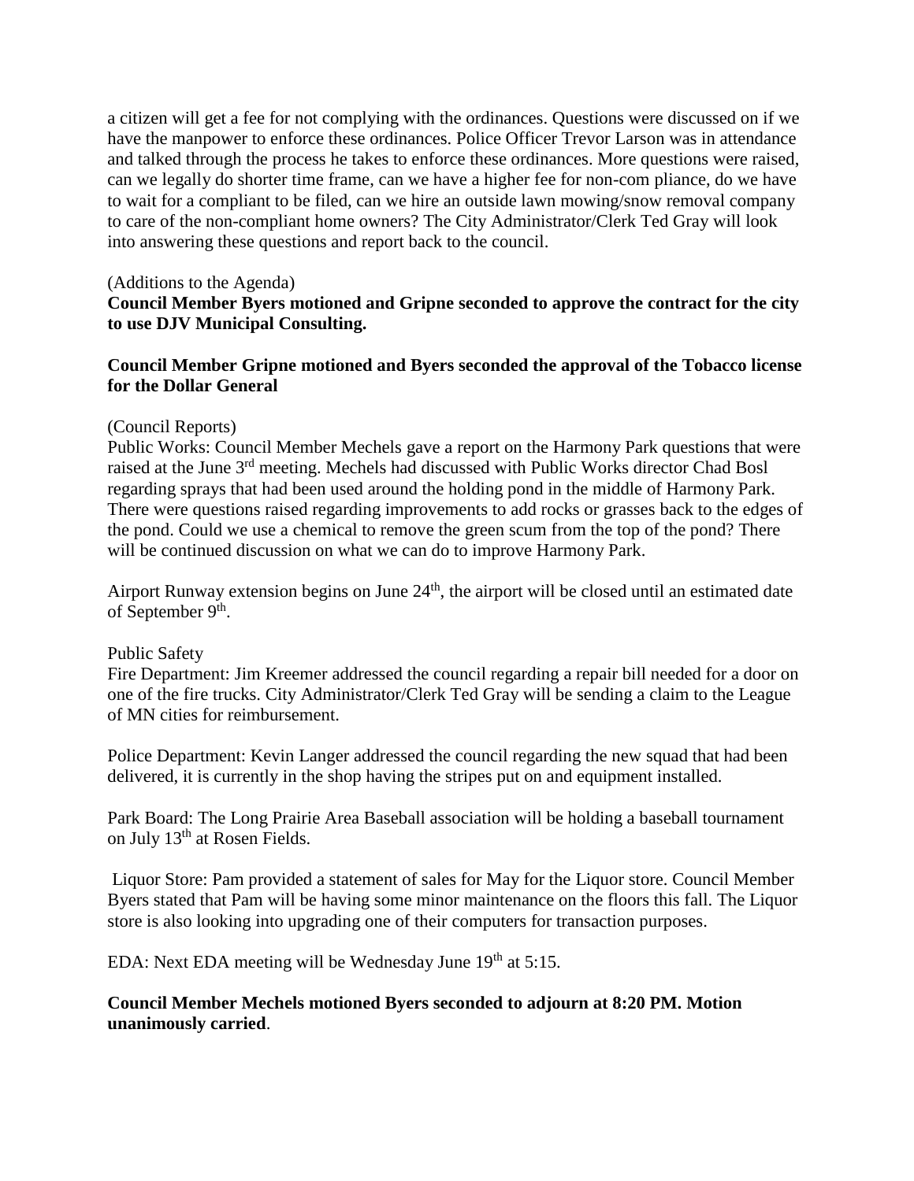a citizen will get a fee for not complying with the ordinances. Questions were discussed on if we have the manpower to enforce these ordinances. Police Officer Trevor Larson was in attendance and talked through the process he takes to enforce these ordinances. More questions were raised, can we legally do shorter time frame, can we have a higher fee for non-com pliance, do we have to wait for a compliant to be filed, can we hire an outside lawn mowing/snow removal company to care of the non-compliant home owners? The City Administrator/Clerk Ted Gray will look into answering these questions and report back to the council.

(Additions to the Agenda)

**Council Member Byers motioned and Gripne seconded to approve the contract for the city to use DJV Municipal Consulting.**

**Council Member Gripne motioned and Byers seconded the approval of the Tobacco license for the Dollar General**

(Council Reports)

Public Works: Council Member Mechels gave a report on the Harmony Park questions that were raised at the June 3rd meeting. Mechels had discussed with Public Works director Chad Bosl regarding sprays that had been used around the holding pond in the middle of Harmony Park. There were questions raised regarding improvements to add rocks or grasses back to the edges of the pond. Could we use a chemical to remove the green scum from the top of the pond? There will be continued discussion on what we can do to improve Harmony Park.

Airport Runway extension begins on June 24th, the airport will be closed until an estimated date of September 9th.

Public Safety

Fire Department: Jim Kreemer addressed the council regarding a repair bill needed for a door on one of the fire trucks. City Administrator/Clerk Ted Gray will be sending a claim to the League of MN cities for reimbursement.

Police Department: Kevin Langer addressed the council regarding the new squad that had been delivered, it is currently in the shop having the stripes put on and equipment installed.

Park Board: The Long Prairie Area Baseball association will be holding a baseball tournament on July 13th at Rosen Fields.

Liquor Store: Pam provided a statement of sales for May for the Liquor store. Council Member Byers stated that Pam will be having some minor maintenance on the floors this fall. The Liquor store is also looking into upgrading one of their computers for transaction purposes.

EDA: Next EDA meeting will be Wednesday June 19th at 5:15.

**Council Member Mechels motioned Byers seconded to adjourn at 8:20 PM. Motion unanimously carried**.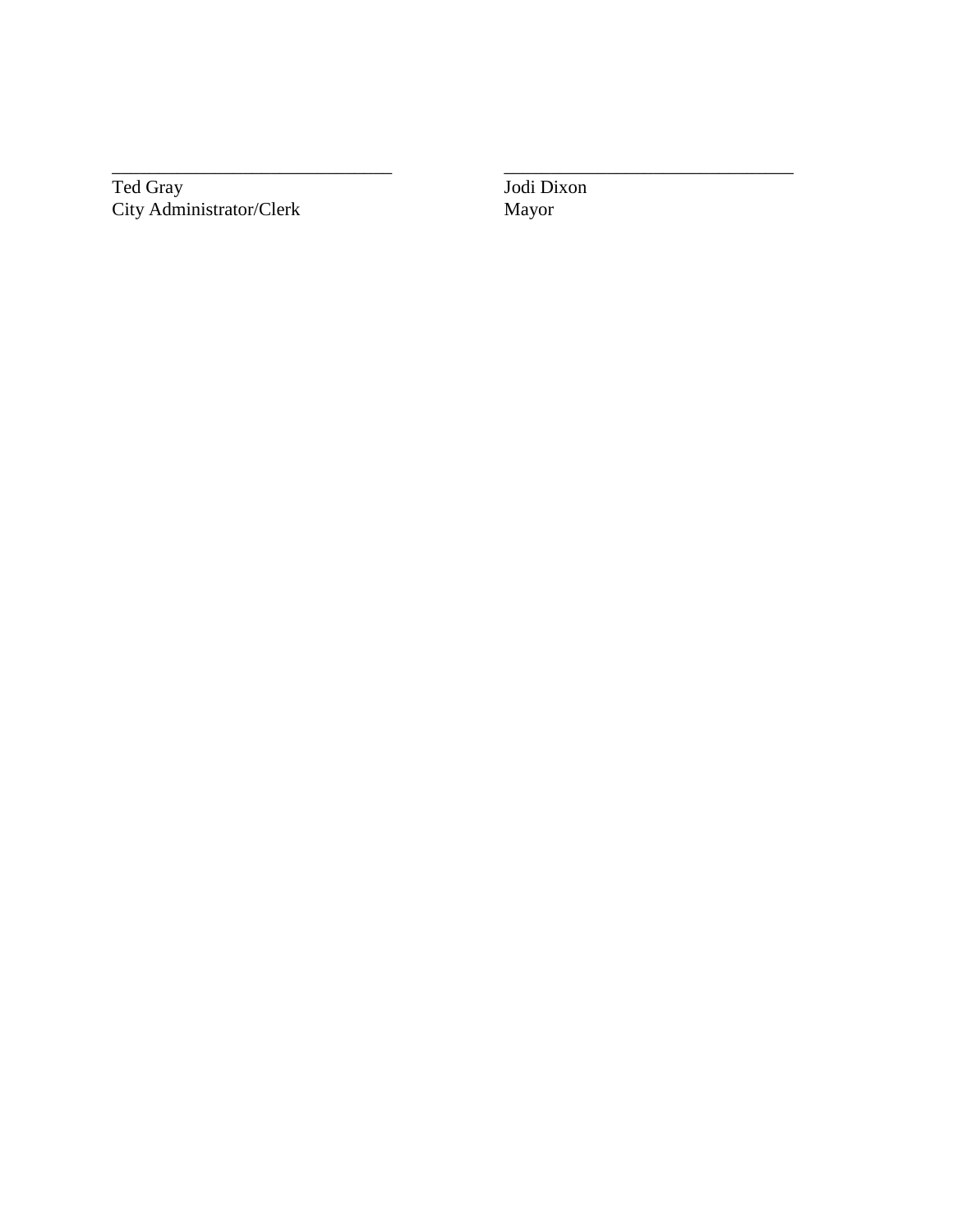| | |
|---|---|
| \_\_\_\_\_\_\_\_\_\_\_\_\_\_\_\_\_\_\_\_\_\_\_\_\_\_\_\_\_\_ | \_\_\_\_\_\_\_\_\_\_\_\_\_\_\_\_\_\_\_\_\_\_\_\_\_\_\_\_\_\_\_ |
| Ted Gray | Jodi Dixon |
| City Administrator/Clerk | Mayor |